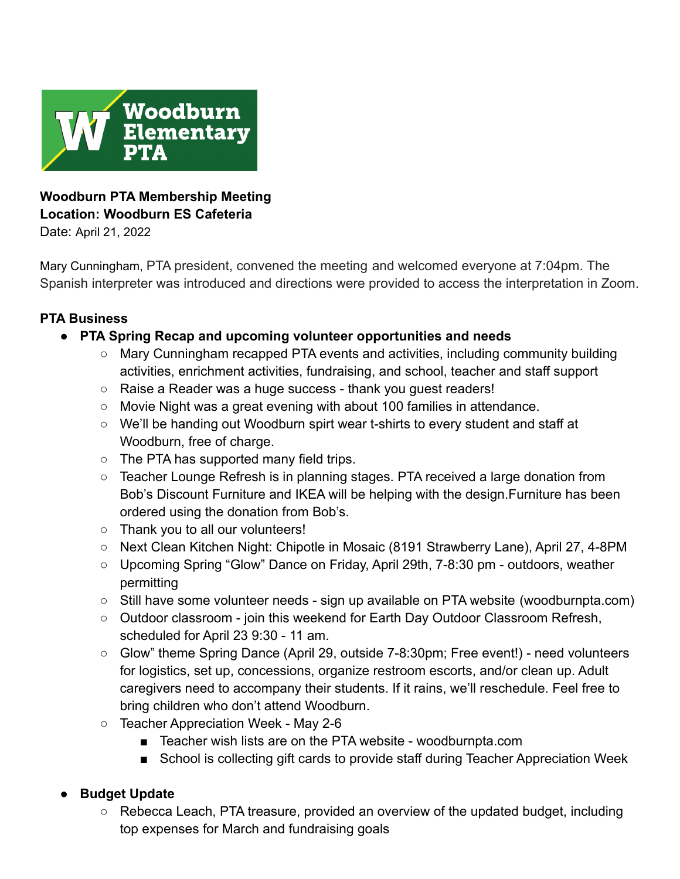**Woodburn Elementary PTA**

**Woodburn PTA Membership Meeting**
**Location: Woodburn ES Cafeteria**
Date: April 21, 2022

Mary Cunningham, PTA president, convened the meeting and welcomed everyone at 7:04pm. The Spanish interpreter was introduced and directions were provided to access the interpretation in Zoom.

**PTA Business**

- **PTA Spring Recap and upcoming volunteer opportunities and needs**
  - Mary Cunningham recapped PTA events and activities, including community building activities, enrichment activities, fundraising, and school, teacher and staff support
  - Raise a Reader was a huge success - thank you guest readers!
  - Movie Night was a great evening with about 100 families in attendance.
  - We'll be handing out Woodburn spirt wear t-shirts to every student and staff at Woodburn, free of charge.
  - The PTA has supported many field trips.
  - Teacher Lounge Refresh is in planning stages. PTA received a large donation from Bob's Discount Furniture and IKEA will be helping with the design.Furniture has been ordered using the donation from Bob's.
  - Thank you to all our volunteers!
  - Next Clean Kitchen Night: Chipotle in Mosaic (8191 Strawberry Lane), April 27, 4-8PM
  - Upcoming Spring "Glow" Dance on Friday, April 29th, 7-8:30 pm - outdoors, weather permitting
  - Still have some volunteer needs - sign up available on PTA website (woodburnpta.com)
  - Outdoor classroom - join this weekend for Earth Day Outdoor Classroom Refresh, scheduled for April 23 9:30 - 11 am.
  - Glow" theme Spring Dance (April 29, outside 7-8:30pm; Free event!) - need volunteers for logistics, set up, concessions, organize restroom escorts, and/or clean up. Adult caregivers need to accompany their students. If it rains, we'll reschedule. Feel free to bring children who don't attend Woodburn.
  - Teacher Appreciation Week - May 2-6
    - Teacher wish lists are on the PTA website - woodburnpta.com
    - School is collecting gift cards to provide staff during Teacher Appreciation Week

- **Budget Update**
  - Rebecca Leach, PTA treasure, provided an overview of the updated budget, including top expenses for March and fundraising goals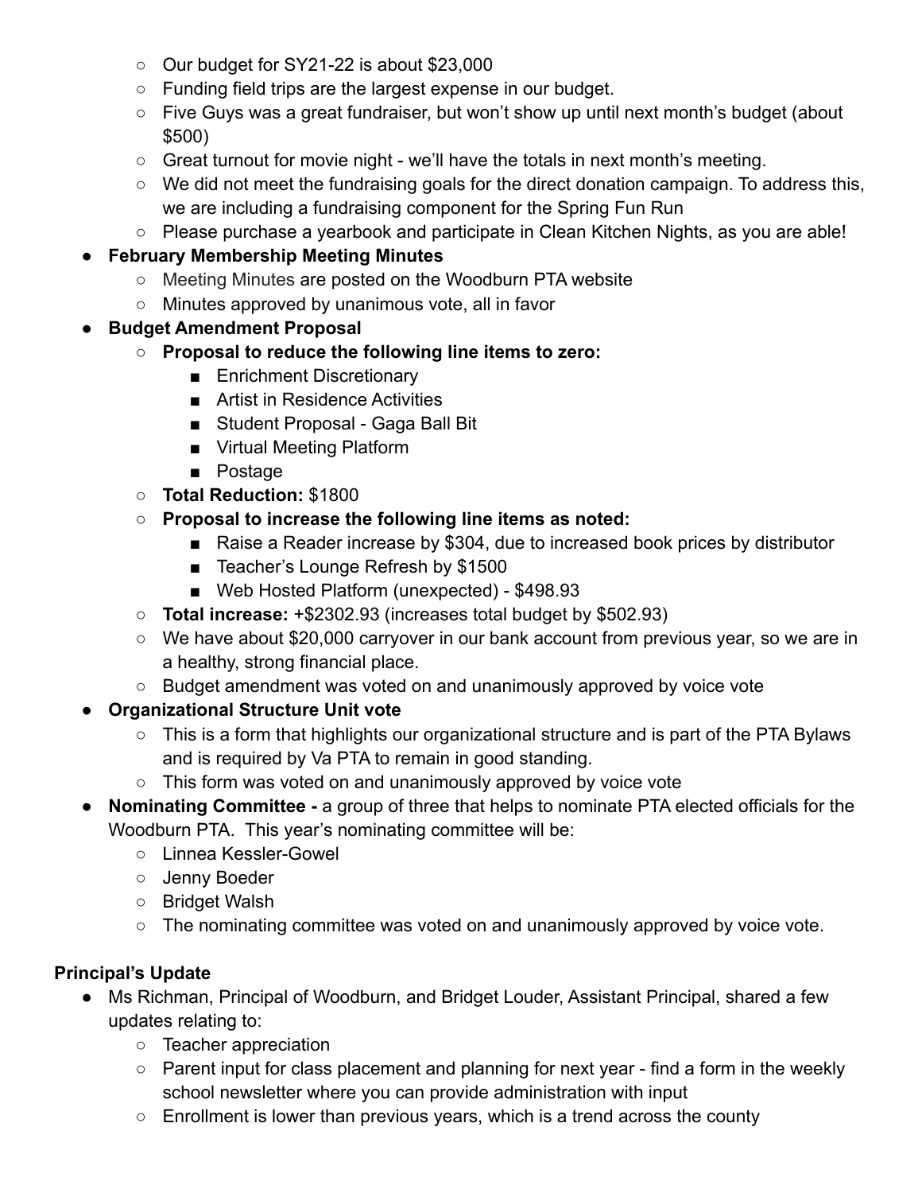- Our budget for SY21-22 is about $23,000
  - Funding field trips are the largest expense in our budget.
  - Five Guys was a great fundraiser, but won't show up until next month's budget (about $500)
  - Great turnout for movie night - we'll have the totals in next month's meeting.
  - We did not meet the fundraising goals for the direct donation campaign. To address this, we are including a fundraising component for the Spring Fun Run
  - Please purchase a yearbook and participate in Clean Kitchen Nights, as you are able!
- **February Membership Meeting Minutes**
  - Meeting Minutes are posted on the Woodburn PTA website
  - Minutes approved by unanimous vote, all in favor
- **Budget Amendment Proposal**
  - **Proposal to reduce the following line items to zero:**
    - Enrichment Discretionary
    - Artist in Residence Activities
    - Student Proposal - Gaga Ball Bit
    - Virtual Meeting Platform
    - Postage
  - **Total Reduction:** $1800
  - **Proposal to increase the following line items as noted:**
    - Raise a Reader increase by $304, due to increased book prices by distributor
    - Teacher's Lounge Refresh by $1500
    - Web Hosted Platform (unexpected) - $498.93
  - **Total increase:** +$2302.93 (increases total budget by $502.93)
  - We have about $20,000 carryover in our bank account from previous year, so we are in a healthy, strong financial place.
  - Budget amendment was voted on and unanimously approved by voice vote
- **Organizational Structure Unit vote**
  - This is a form that highlights our organizational structure and is part of the PTA Bylaws and is required by Va PTA to remain in good standing.
  - This form was voted on and unanimously approved by voice vote
- **Nominating Committee -** a group of three that helps to nominate PTA elected officials for the Woodburn PTA. This year's nominating committee will be:
  - Linnea Kessler-Gowel
  - Jenny Boeder
  - Bridget Walsh
  - The nominating committee was voted on and unanimously approved by voice vote.

**Principal's Update**

- Ms Richman, Principal of Woodburn, and Bridget Louder, Assistant Principal, shared a few updates relating to:
  - Teacher appreciation
  - Parent input for class placement and planning for next year - find a form in the weekly school newsletter where you can provide administration with input
  - Enrollment is lower than previous years, which is a trend across the county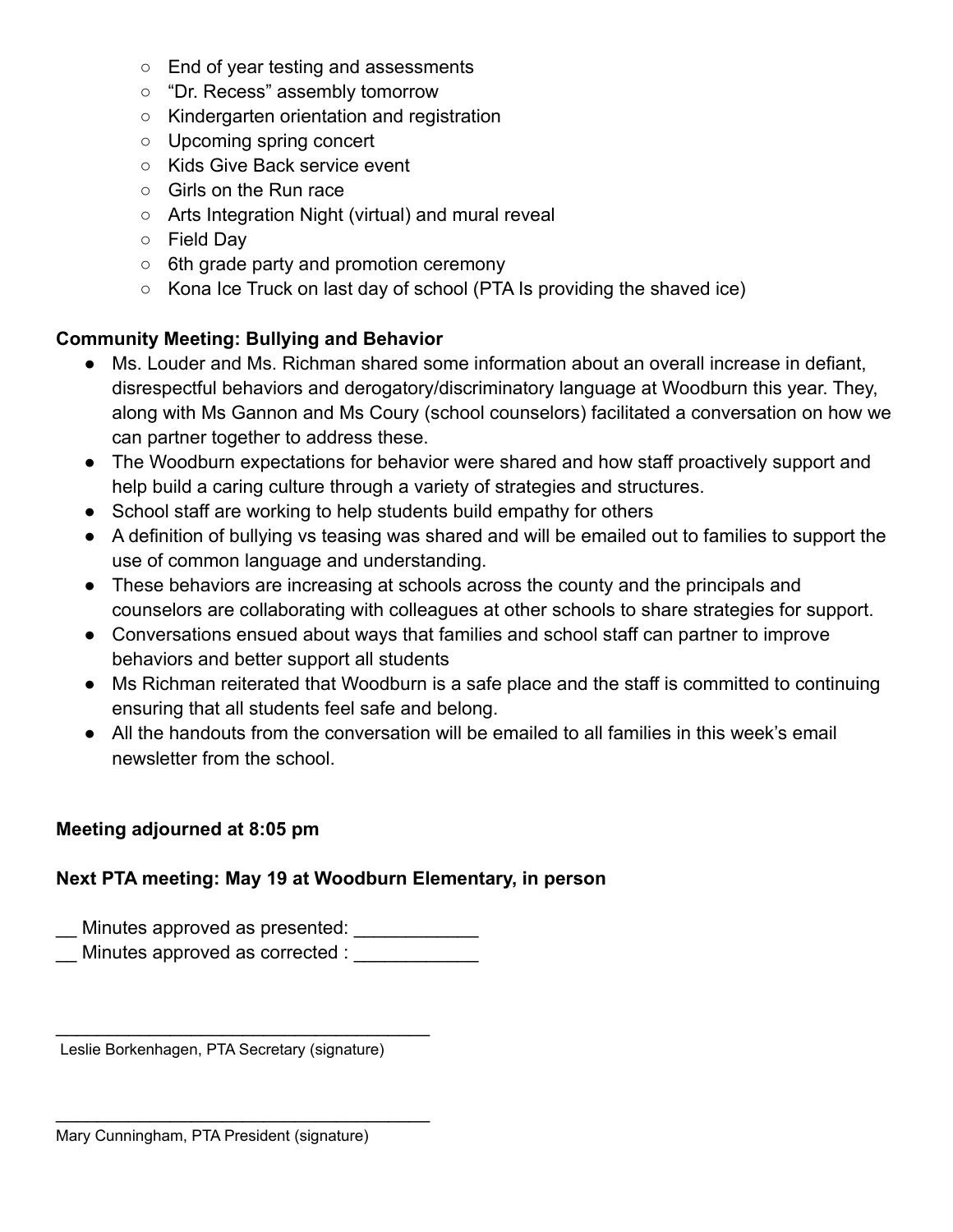- End of year testing and assessments
  - "Dr. Recess" assembly tomorrow
  - Kindergarten orientation and registration
  - Upcoming spring concert
  - Kids Give Back service event
  - Girls on the Run race
  - Arts Integration Night (virtual) and mural reveal
  - Field Day
  - 6th grade party and promotion ceremony
  - Kona Ice Truck on last day of school (PTA Is providing the shaved ice)

**Community Meeting: Bullying and Behavior**

- Ms. Louder and Ms. Richman shared some information about an overall increase in defiant, disrespectful behaviors and derogatory/discriminatory language at Woodburn this year. They, along with Ms Gannon and Ms Coury (school counselors) facilitated a conversation on how we can partner together to address these.
- The Woodburn expectations for behavior were shared and how staff proactively support and help build a caring culture through a variety of strategies and structures.
- School staff are working to help students build empathy for others
- A definition of bullying vs teasing was shared and will be emailed out to families to support the use of common language and understanding.
- These behaviors are increasing at schools across the county and the principals and counselors are collaborating with colleagues at other schools to share strategies for support.
- Conversations ensued about ways that families and school staff can partner to improve behaviors and better support all students
- Ms Richman reiterated that Woodburn is a safe place and the staff is committed to continuing ensuring that all students feel safe and belong.
- All the handouts from the conversation will be emailed to all families in this week's email newsletter from the school.

**Meeting adjourned at 8:05 pm**

**Next PTA meeting: May 19 at Woodburn Elementary, in person**

__ Minutes approved as presented: ____________
__ Minutes approved as corrected : ____________

_______________________________________
Leslie Borkenhagen, PTA Secretary (signature)

_______________________________________
Mary Cunningham, PTA President (signature)